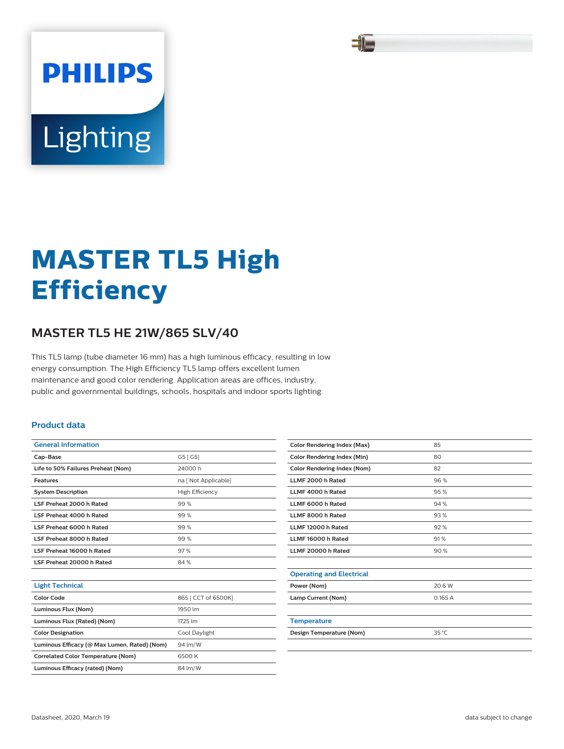PHILIPS

Lighting

# MASTER TL5 High Efficiency

## MASTER TL5 HE 21W/865 SLV/40

This TL5 lamp (tube diameter 16 mm) has a high luminous efficacy, resulting in low energy consumption. The High Efficiency TL5 lamp offers excellent lumen maintenance and good color rendering. Application areas are offices, industry, public and governmental buildings, schools, hospitals and indoor sports lighting.

### Product data

| General Information | |
|---|---|
| Cap-Base | G5 [ G5] |
| Life to 50% Failures Preheat (Nom) | 24000 h |
| Features | na [ Not Applicable] |
| System Description | High Efficiency |
| LSF Preheat 2000 h Rated | 99 % |
| LSF Preheat 4000 h Rated | 99 % |
| LSF Preheat 6000 h Rated | 99 % |
| LSF Preheat 8000 h Rated | 99 % |
| LSF Preheat 16000 h Rated | 97 % |
| LSF Preheat 20000 h Rated | 84 % |

| Light Technical | |
|---|---|
| Color Code | 865 [ CCT of 6500K] |
| Luminous Flux (Nom) | 1950 lm |
| Luminous Flux (Rated) (Nom) | 1725 lm |
| Color Designation | Cool Daylight |
| Luminous Efficacy (@ Max Lumen, Rated) (Nom) | 94 lm/W |
| Correlated Color Temperature (Nom) | 6500 K |
| Luminous Efficacy (rated) (Nom) | 84 lm/W |
| Color Rendering Index (Max) | 85 |
| Color Rendering Index (Min) | 80 |
| Color Rendering Index (Nom) | 82 |
| LLMF 2000 h Rated | 96 % |
| LLMF 4000 h Rated | 95 % |
| LLMF 6000 h Rated | 94 % |
| LLMF 8000 h Rated | 93 % |
| LLMF 12000 h Rated | 92 % |
| LLMF 16000 h Rated | 91 % |
| LLMF 20000 h Rated | 90 % |

| Operating and Electrical | |
|---|---|
| Power (Nom) | 20.6 W |
| Lamp Current (Nom) | 0.165 A |

| Temperature | |
|---|---|
| Design Temperature (Nom) | 35 °C |

Datasheet, 2020, March 19

data subject to change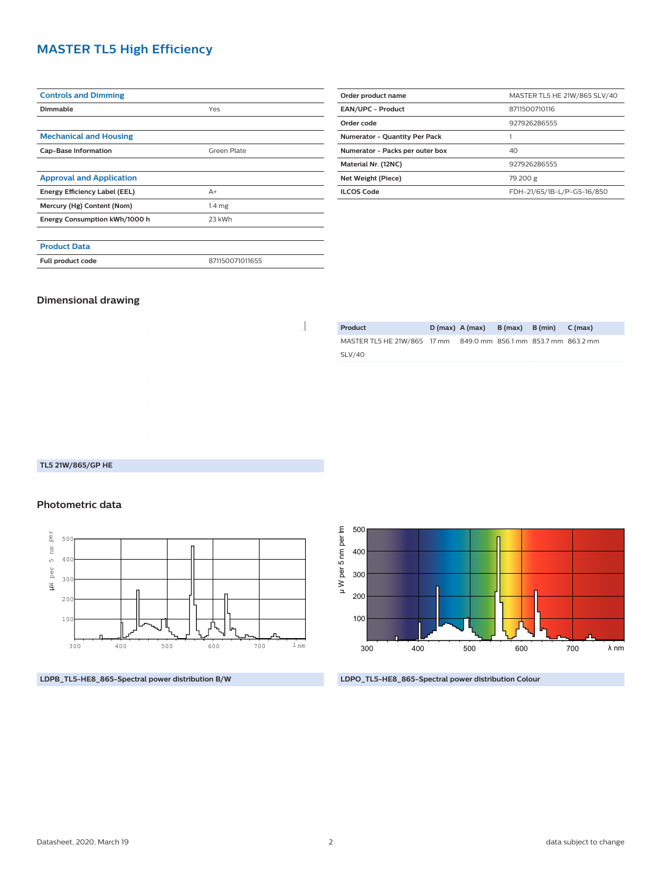# MASTER TL5 High Efficiency

| Controls and Dimming | |
|---|---|
| Dimmable | Yes |

| Mechanical and Housing | |
|---|---|
| Cap-Base Information | Green Plate |

| Approval and Application | |
|---|---|
| Energy Efficiency Label (EEL) | A+ |
| Mercury (Hg) Content (Nom) | 1.4 mg |
| Energy Consumption kWh/1000 h | 23 kWh |

| Product Data | |
|---|---|
| Full product code | 871150071011655 |

| | |
|---|---|
| Order product name | MASTER TL5 HE 21W/865 SLV/40 |
| EAN/UPC - Product | 8711500710116 |
| Order code | 927926286555 |
| Numerator - Quantity Per Pack | 1 |
| Numerator - Packs per outer box | 40 |
| Material Nr. (12NC) | 927926286555 |
| Net Weight (Piece) | 79.200 g |
| ILCOS Code | FDH-21/65/1B-L/P-G5-16/850 |

## Dimensional drawing

| Product | D (max) | A (max) | B (max) | B (min) | C (max) |
|---|---|---|---|---|---|
| MASTER TL5 HE 21W/865 SLV/40 | 17 mm | 849.0 mm | 856.1 mm | 853.7 mm | 863.2 mm |

**TL5 21W/865/GP HE**

## Photometric data

**LDPB_TL5-HE8_865-Spectral power distribution B/W**

**LDPO_TL5-HE8_865-Spectral power distribution Colour**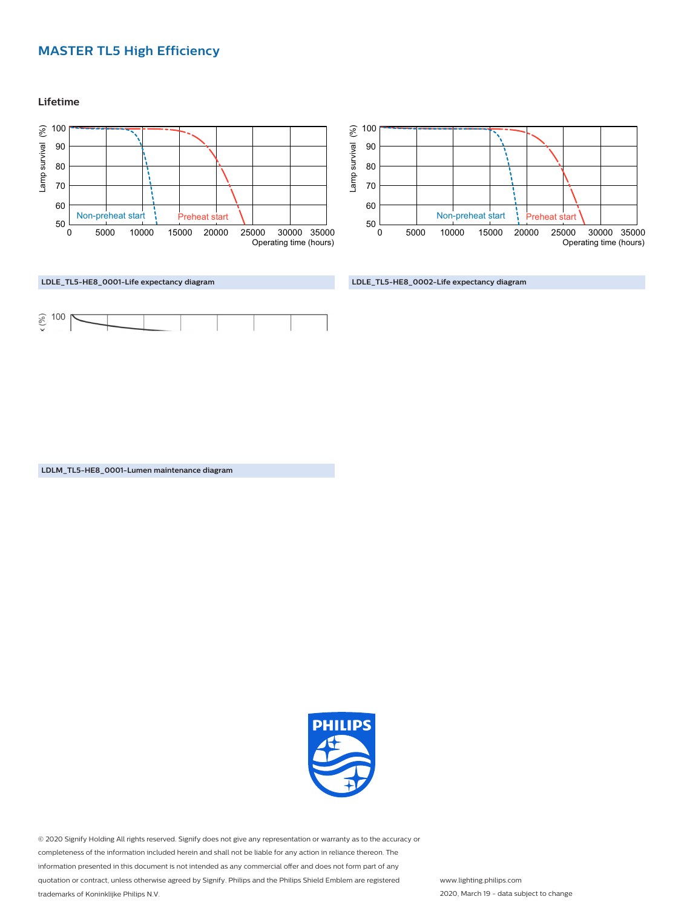## MASTER TL5 High Efficiency

### Lifetime

Lamp survival (%)
100
90
80
70
60
50
0 5000 10000 15000 20000 25000 30000 35000
Operating time (hours)
Non-preheat start
Preheat start

LDLE_TL5-HE8_0001-Life expectancy diagram

Lamp survival (%)
100
90
80
70
60
50
0 5000 10000 15000 20000 25000 30000 35000
Operating time (hours)
Non-preheat start
Preheat start

LDLE_TL5-HE8_0002-Life expectancy diagram

(%)
100

LDLM_TL5-HE8_0001-Lumen maintenance diagram

© 2020 Signify Holding All rights reserved. Signify does not give any representation or warranty as to the accuracy or completeness of the information included herein and shall not be liable for any action in reliance thereon. The information presented in this document is not intended as any commercial offer and does not form part of any quotation or contract, unless otherwise agreed by Signify. Philips and the Philips Shield Emblem are registered trademarks of Koninklijke Philips N.V.

www.lighting.philips.com

2020, March 19 - data subject to change